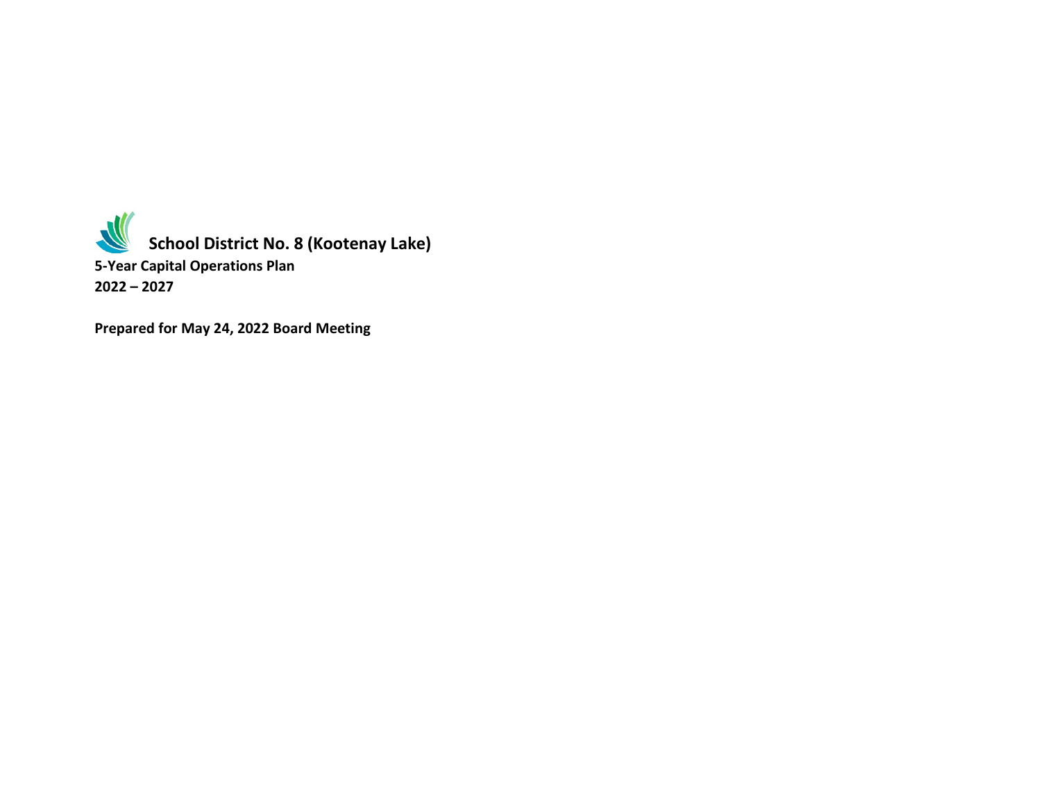# School District No. 8 (Kootenay Lake)

**5-Year Capital Operations Plan**
**2022 – 2027**

**Prepared for May 24, 2022 Board Meeting**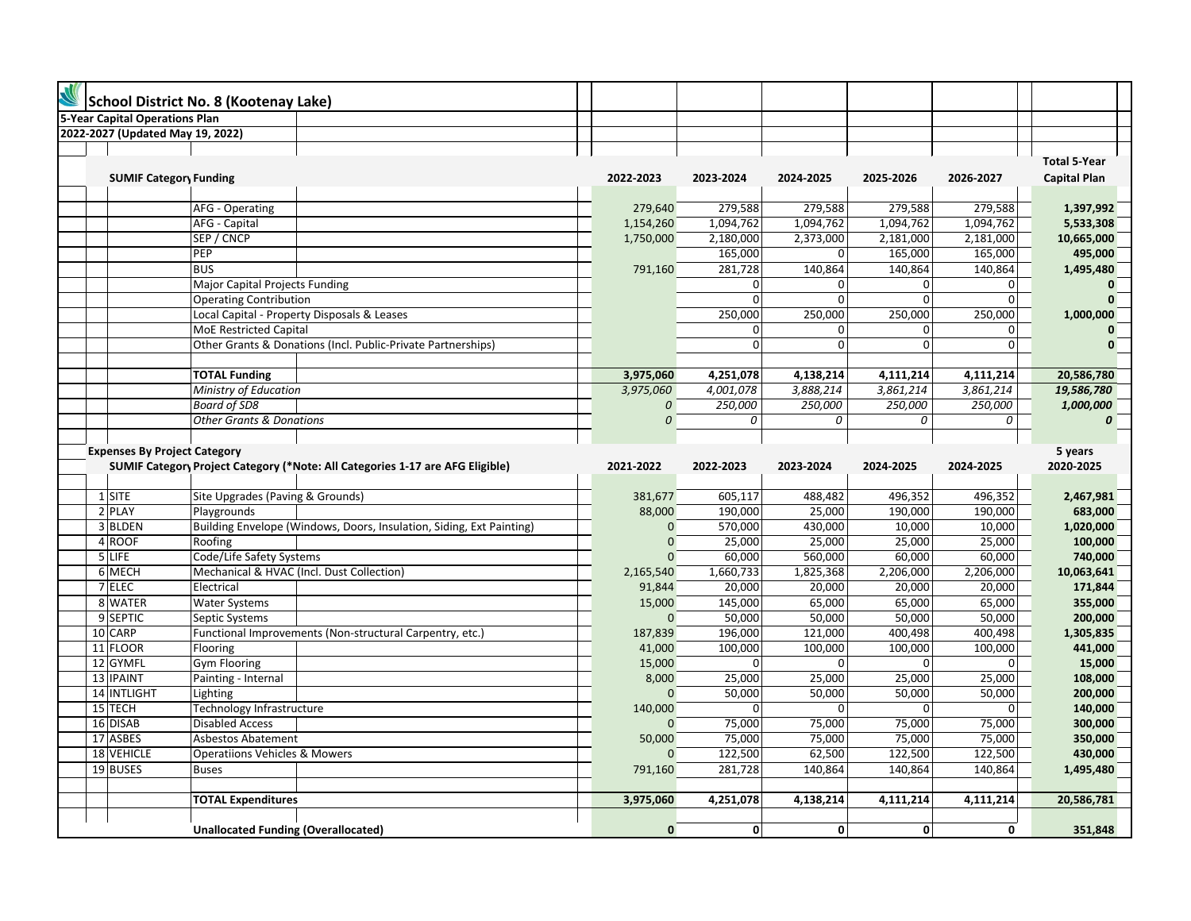# School District No. 8 (Kootenay Lake)

**5-Year Capital Operations Plan**

**2022-2027 (Updated May 19, 2022)**

| SUMIF Category | Funding | 2022-2023 | 2023-2024 | 2024-2025 | 2025-2026 | 2026-2027 | Total 5-Year Capital Plan |
|---|---|---|---|---|---|---|---|
| | AFG - Operating | 279,640 | 279,588 | 279,588 | 279,588 | 279,588 | **1,397,992** |
| | AFG - Capital | 1,154,260 | 1,094,762 | 1,094,762 | 1,094,762 | 1,094,762 | **5,533,308** |
| | SEP / CNCP | 1,750,000 | 2,180,000 | 2,373,000 | 2,181,000 | 2,181,000 | **10,665,000** |
| | PEP | | 165,000 | 0 | 165,000 | 165,000 | **495,000** |
| | BUS | 791,160 | 281,728 | 140,864 | 140,864 | 140,864 | **1,495,480** |
| | Major Capital Projects Funding | | 0 | 0 | 0 | 0 | **0** |
| | Operating Contribution | | 0 | 0 | 0 | 0 | **0** |
| | Local Capital - Property Disposals & Leases | | 250,000 | 250,000 | 250,000 | 250,000 | **1,000,000** |
| | MoE Restricted Capital | | 0 | 0 | 0 | 0 | **0** |
| | Other Grants & Donations (Incl. Public-Private Partnerships) | | 0 | 0 | 0 | 0 | **0** |
| | **TOTAL Funding** | **3,975,060** | **4,251,078** | **4,138,214** | **4,111,214** | **4,111,214** | **20,586,780** |
| | *Ministry of Education* | *3,975,060* | *4,001,078* | *3,888,214* | *3,861,214* | *3,861,214* | ***19,586,780*** |
| | *Board of SD8* | *0* | *250,000* | *250,000* | *250,000* | *250,000* | ***1,000,000*** |
| | *Other Grants & Donations* | *0* | *0* | *0* | *0* | *0* | ***0*** |

**Expenses By Project Category**

| SUMIF Category | Project Category (*Note: All Categories 1-17 are AFG Eligible) | 2021-2022 | 2022-2023 | 2023-2024 | 2024-2025 | 2024-2025 | 5 years 2020-2025 |
|---|---|---|---|---|---|---|---|
| 1 SITE | Site Upgrades (Paving & Grounds) | 381,677 | 605,117 | 488,482 | 496,352 | 496,352 | **2,467,981** |
| 2 PLAY | Playgrounds | 88,000 | 190,000 | 25,000 | 190,000 | 190,000 | **683,000** |
| 3 BLDEN | Building Envelope (Windows, Doors, Insulation, Siding, Ext Painting) | 0 | 570,000 | 430,000 | 10,000 | 10,000 | **1,020,000** |
| 4 ROOF | Roofing | 0 | 25,000 | 25,000 | 25,000 | 25,000 | **100,000** |
| 5 LIFE | Code/Life Safety Systems | 0 | 60,000 | 560,000 | 60,000 | 60,000 | **740,000** |
| 6 MECH | Mechanical & HVAC (Incl. Dust Collection) | 2,165,540 | 1,660,733 | 1,825,368 | 2,206,000 | 2,206,000 | **10,063,641** |
| 7 ELEC | Electrical | 91,844 | 20,000 | 20,000 | 20,000 | 20,000 | **171,844** |
| 8 WATER | Water Systems | 15,000 | 145,000 | 65,000 | 65,000 | 65,000 | **355,000** |
| 9 SEPTIC | Septic Systems | 0 | 50,000 | 50,000 | 50,000 | 50,000 | **200,000** |
| 10 CARP | Functional Improvements (Non-structural Carpentry, etc.) | 187,839 | 196,000 | 121,000 | 400,498 | 400,498 | **1,305,835** |
| 11 FLOOR | Flooring | 41,000 | 100,000 | 100,000 | 100,000 | 100,000 | **441,000** |
| 12 GYMFL | Gym Flooring | 15,000 | 0 | 0 | 0 | 0 | **15,000** |
| 13 IPAINT | Painting - Internal | 8,000 | 25,000 | 25,000 | 25,000 | 25,000 | **108,000** |
| 14 INTLIGHT | Lighting | 0 | 50,000 | 50,000 | 50,000 | 50,000 | **200,000** |
| 15 TECH | Technology Infrastructure | 140,000 | 0 | 0 | 0 | 0 | **140,000** |
| 16 DISAB | Disabled Access | 0 | 75,000 | 75,000 | 75,000 | 75,000 | **300,000** |
| 17 ASBES | Asbestos Abatement | 50,000 | 75,000 | 75,000 | 75,000 | 75,000 | **350,000** |
| 18 VEHICLE | Operatiions Vehicles & Mowers | 0 | 122,500 | 62,500 | 122,500 | 122,500 | **430,000** |
| 19 BUSES | Buses | 791,160 | 281,728 | 140,864 | 140,864 | 140,864 | **1,495,480** |
| | **TOTAL Expenditures** | **3,975,060** | **4,251,078** | **4,138,214** | **4,111,214** | **4,111,214** | **20,586,781** |
| | **Unallocated Funding (Overallocated)** | **0** | **0** | **0** | **0** | **0** | **351,848** |